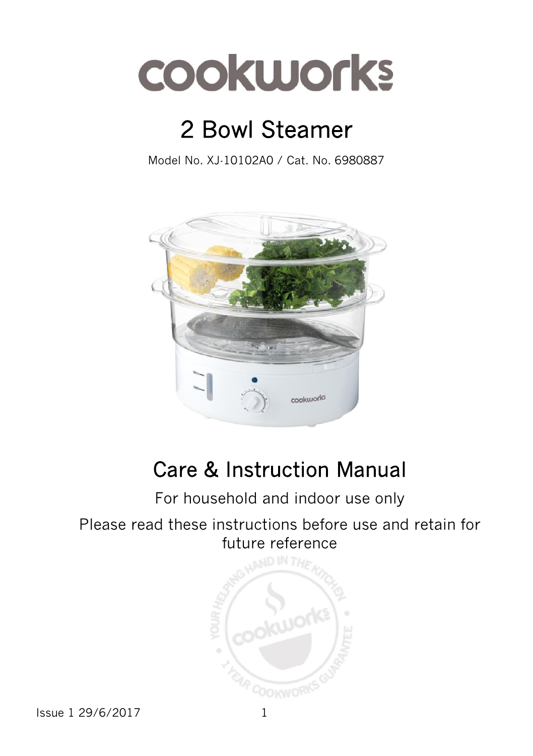# cookworks

## 2 Bowl Steamer

Model No. XJ-10102A0 / Cat. No. 6980887

## Care & Instruction Manual

For household and indoor use only

Please read these instructions before use and retain for future reference

Issue 1 29/6/2017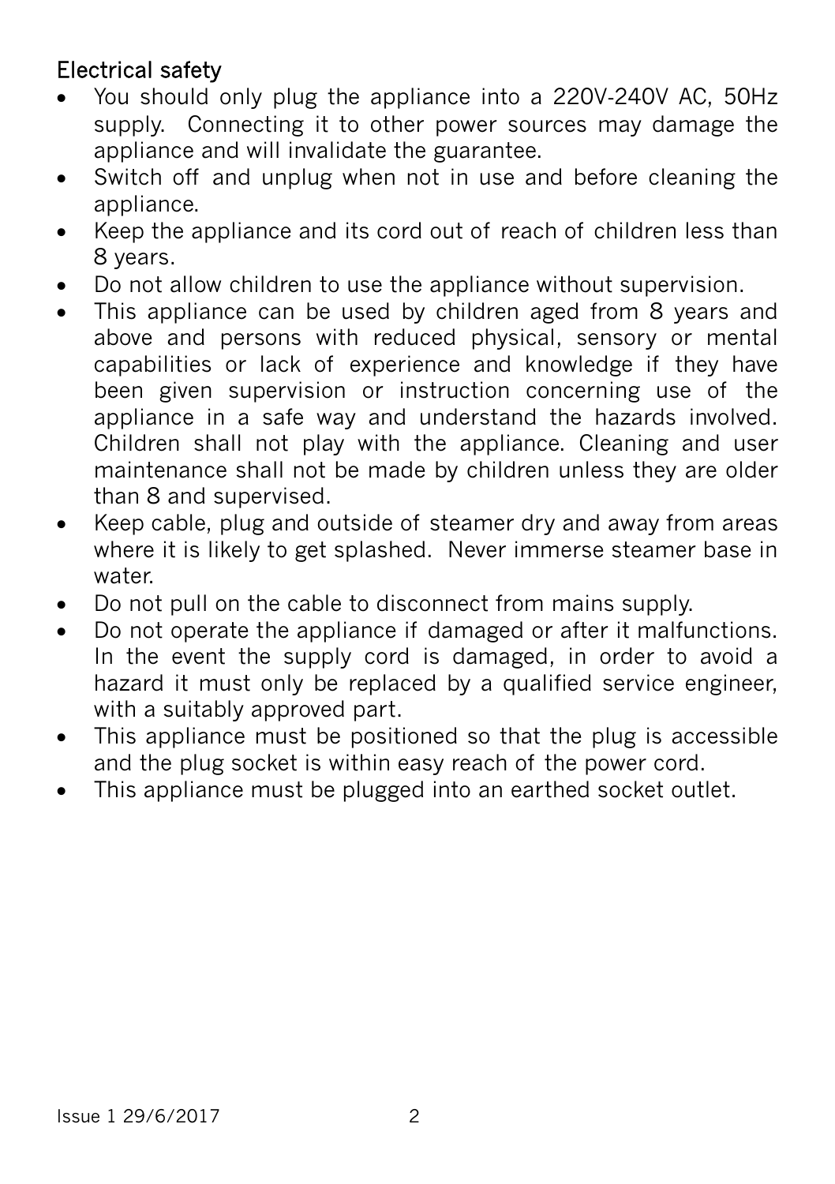## Electrical safety

- You should only plug the appliance into a 220V-240V AC, 50Hz supply. Connecting it to other power sources may damage the appliance and will invalidate the guarantee.
- Switch off and unplug when not in use and before cleaning the appliance.
- Keep the appliance and its cord out of reach of children less than 8 years.
- Do not allow children to use the appliance without supervision.
- This appliance can be used by children aged from 8 years and above and persons with reduced physical, sensory or mental capabilities or lack of experience and knowledge if they have been given supervision or instruction concerning use of the appliance in a safe way and understand the hazards involved. Children shall not play with the appliance. Cleaning and user maintenance shall not be made by children unless they are older than 8 and supervised.
- Keep cable, plug and outside of steamer dry and away from areas where it is likely to get splashed. Never immerse steamer base in water.
- Do not pull on the cable to disconnect from mains supply.
- Do not operate the appliance if damaged or after it malfunctions. In the event the supply cord is damaged, in order to avoid a hazard it must only be replaced by a qualified service engineer, with a suitably approved part.
- This appliance must be positioned so that the plug is accessible and the plug socket is within easy reach of the power cord.
- This appliance must be plugged into an earthed socket outlet.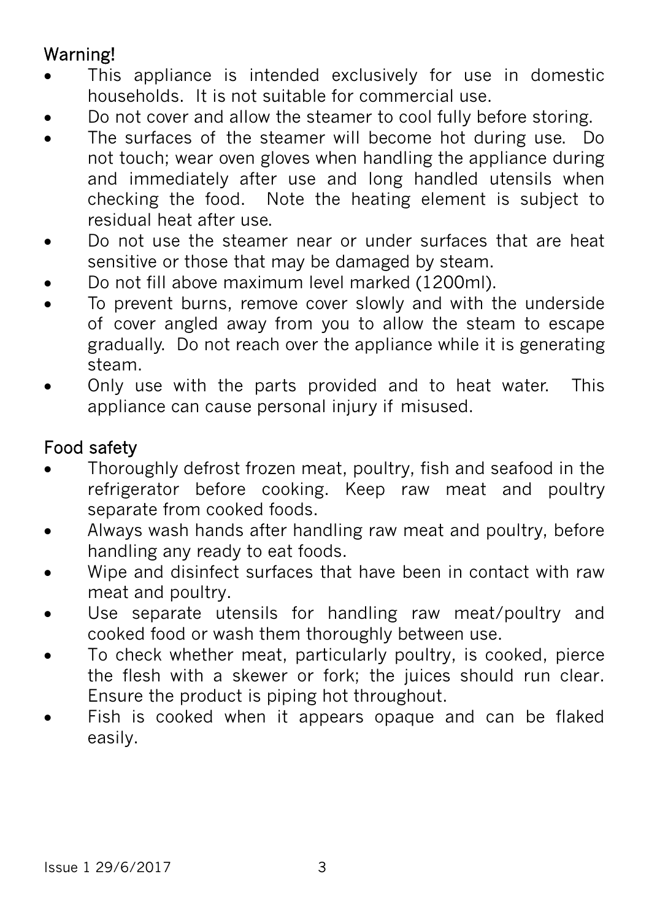## Warning!

- This appliance is intended exclusively for use in domestic households. It is not suitable for commercial use.
- Do not cover and allow the steamer to cool fully before storing.
- The surfaces of the steamer will become hot during use. Do not touch; wear oven gloves when handling the appliance during and immediately after use and long handled utensils when checking the food. Note the heating element is subject to residual heat after use.
- Do not use the steamer near or under surfaces that are heat sensitive or those that may be damaged by steam.
- Do not fill above maximum level marked (1200ml).
- To prevent burns, remove cover slowly and with the underside of cover angled away from you to allow the steam to escape gradually. Do not reach over the appliance while it is generating steam.
- Only use with the parts provided and to heat water. This appliance can cause personal injury if misused.

## Food safety

- Thoroughly defrost frozen meat, poultry, fish and seafood in the refrigerator before cooking. Keep raw meat and poultry separate from cooked foods.
- Always wash hands after handling raw meat and poultry, before handling any ready to eat foods.
- Wipe and disinfect surfaces that have been in contact with raw meat and poultry.
- Use separate utensils for handling raw meat/poultry and cooked food or wash them thoroughly between use.
- To check whether meat, particularly poultry, is cooked, pierce the flesh with a skewer or fork; the juices should run clear. Ensure the product is piping hot throughout.
- Fish is cooked when it appears opaque and can be flaked easily.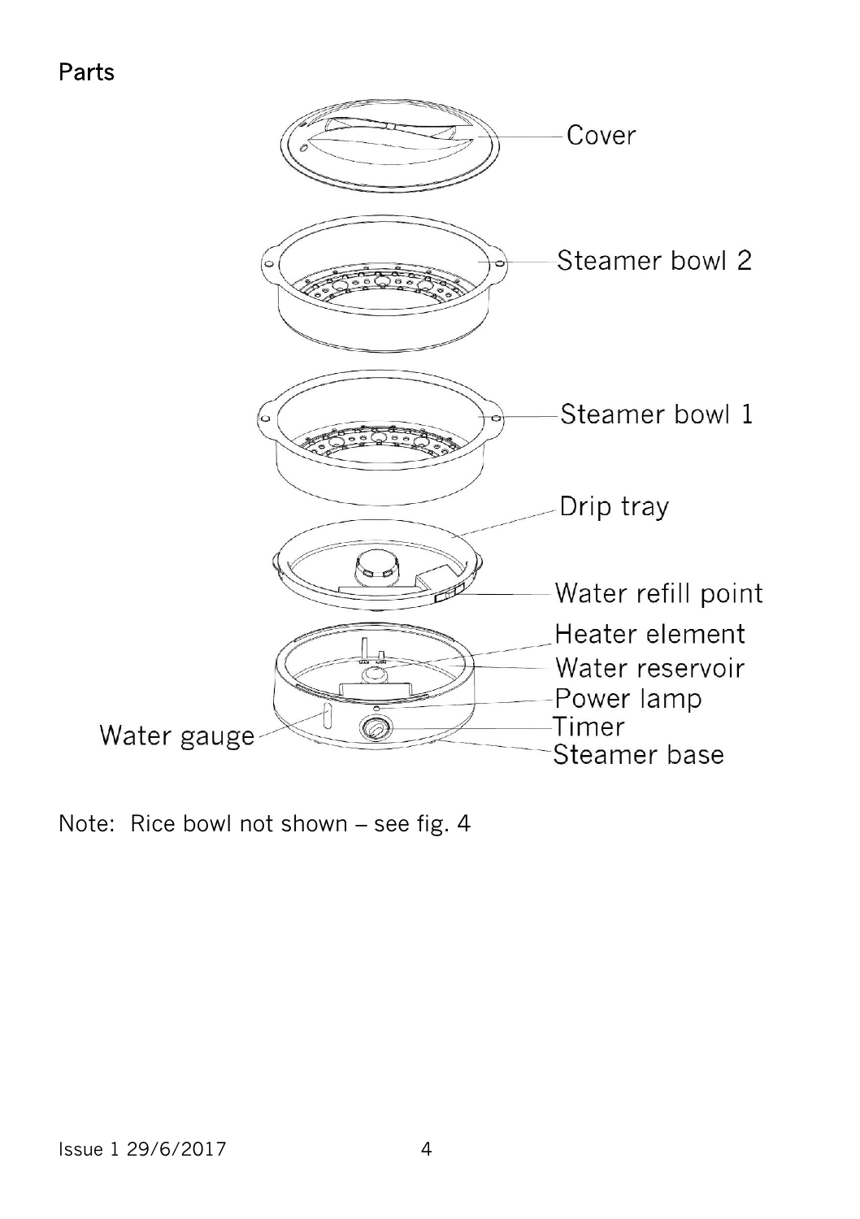## Parts

Cover

Steamer bowl 2

Steamer bowl 1

Drip tray

Water refill point

Heater element

Water reservoir

Power lamp

Timer

Steamer base

Water gauge

Note: Rice bowl not shown – see fig. 4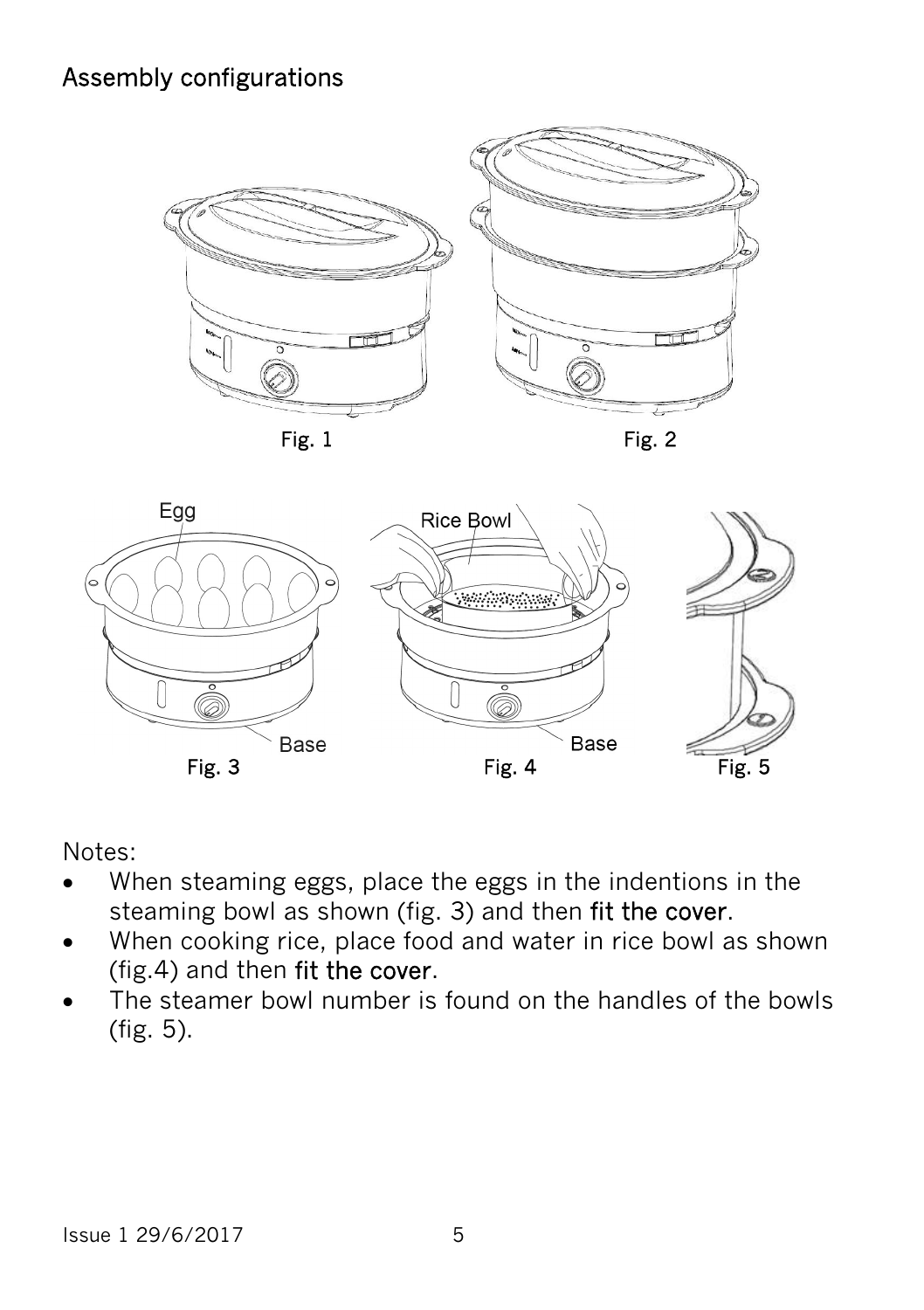## Assembly configurations

Fig. 1

Fig. 2

Egg

Base

Fig. 3

Rice Bowl

Base

Fig. 4

Fig. 5

Notes:

- When steaming eggs, place the eggs in the indentions in the steaming bowl as shown (fig. 3) and then **fit the cover**.
- When cooking rice, place food and water in rice bowl as shown (fig.4) and then **fit the cover**.
- The steamer bowl number is found on the handles of the bowls (fig. 5).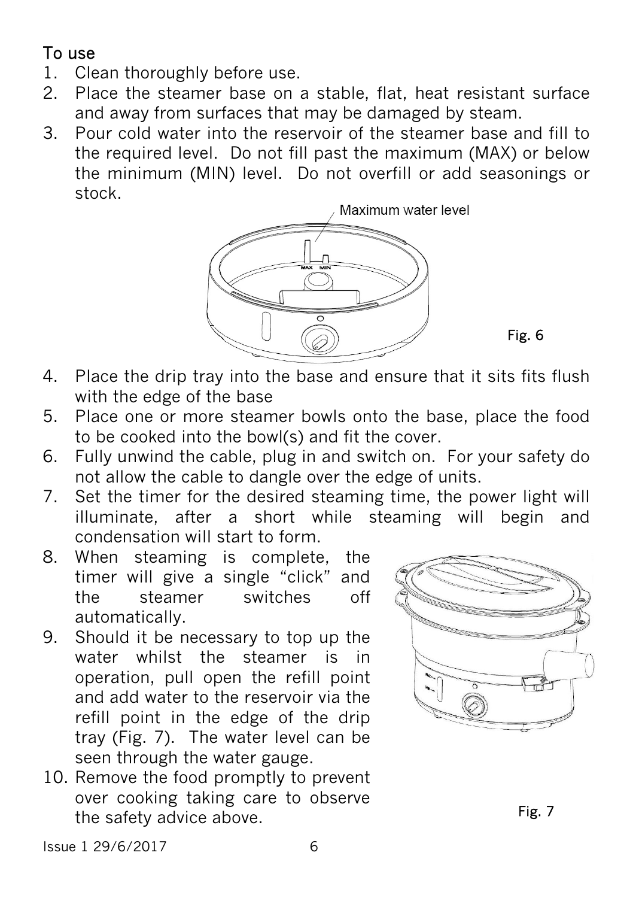## To use

1. Clean thoroughly before use.
2. Place the steamer base on a stable, flat, heat resistant surface and away from surfaces that may be damaged by steam.
3. Pour cold water into the reservoir of the steamer base and fill to the required level. Do not fill past the maximum (MAX) or below the minimum (MIN) level. Do not overfill or add seasonings or stock.

Maximum water level

Fig. 6

4. Place the drip tray into the base and ensure that it sits fits flush with the edge of the base
5. Place one or more steamer bowls onto the base, place the food to be cooked into the bowl(s) and fit the cover.
6. Fully unwind the cable, plug in and switch on. For your safety do not allow the cable to dangle over the edge of units.
7. Set the timer for the desired steaming time, the power light will illuminate, after a short while steaming will begin and condensation will start to form.
8. When steaming is complete, the timer will give a single "click" and the steamer switches off automatically.
9. Should it be necessary to top up the water whilst the steamer is in operation, pull open the refill point and add water to the reservoir via the refill point in the edge of the drip tray (Fig. 7). The water level can be seen through the water gauge.
10. Remove the food promptly to prevent over cooking taking care to observe the safety advice above.

Fig. 7

Issue 1 29/6/2017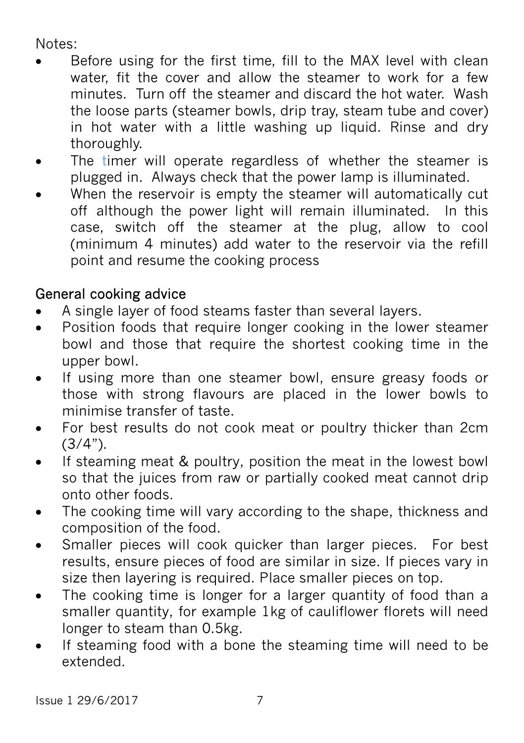Notes:

- Before using for the first time, fill to the MAX level with clean water, fit the cover and allow the steamer to work for a few minutes. Turn off the steamer and discard the hot water. Wash the loose parts (steamer bowls, drip tray, steam tube and cover) in hot water with a little washing up liquid. Rinse and dry thoroughly.
- The timer will operate regardless of whether the steamer is plugged in. Always check that the power lamp is illuminated.
- When the reservoir is empty the steamer will automatically cut off although the power light will remain illuminated. In this case, switch off the steamer at the plug, allow to cool (minimum 4 minutes) add water to the reservoir via the refill point and resume the cooking process

## General cooking advice

- A single layer of food steams faster than several layers.
- Position foods that require longer cooking in the lower steamer bowl and those that require the shortest cooking time in the upper bowl.
- If using more than one steamer bowl, ensure greasy foods or those with strong flavours are placed in the lower bowls to minimise transfer of taste.
- For best results do not cook meat or poultry thicker than 2cm (3/4").
- If steaming meat & poultry, position the meat in the lowest bowl so that the juices from raw or partially cooked meat cannot drip onto other foods.
- The cooking time will vary according to the shape, thickness and composition of the food.
- Smaller pieces will cook quicker than larger pieces. For best results, ensure pieces of food are similar in size. If pieces vary in size then layering is required. Place smaller pieces on top.
- The cooking time is longer for a larger quantity of food than a smaller quantity, for example 1kg of cauliflower florets will need longer to steam than 0.5kg.
- If steaming food with a bone the steaming time will need to be extended.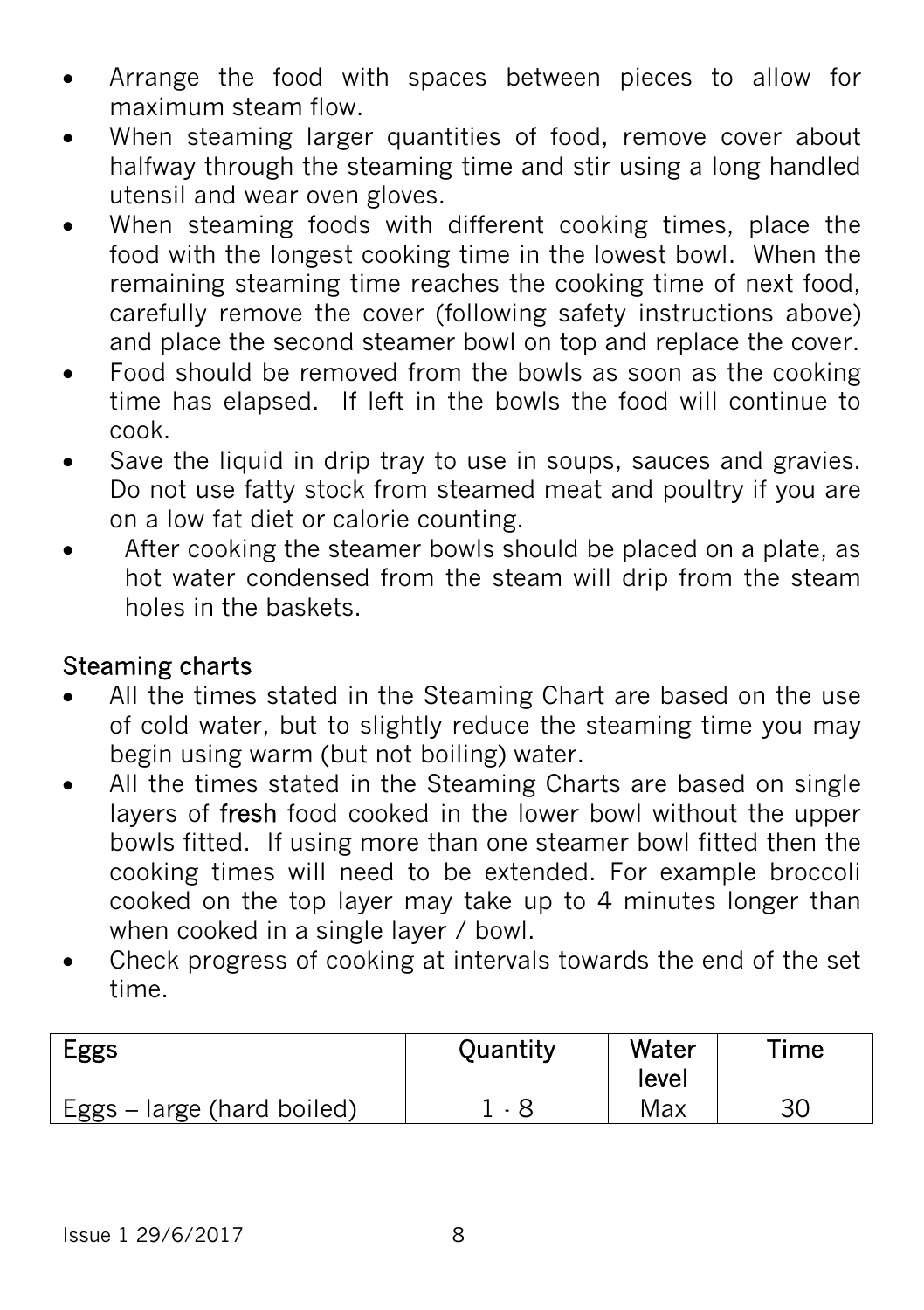- Arrange the food with spaces between pieces to allow for maximum steam flow.
- When steaming larger quantities of food, remove cover about halfway through the steaming time and stir using a long handled utensil and wear oven gloves.
- When steaming foods with different cooking times, place the food with the longest cooking time in the lowest bowl. When the remaining steaming time reaches the cooking time of next food, carefully remove the cover (following safety instructions above) and place the second steamer bowl on top and replace the cover.
- Food should be removed from the bowls as soon as the cooking time has elapsed. If left in the bowls the food will continue to cook.
- Save the liquid in drip tray to use in soups, sauces and gravies. Do not use fatty stock from steamed meat and poultry if you are on a low fat diet or calorie counting.
- After cooking the steamer bowls should be placed on a plate, as hot water condensed from the steam will drip from the steam holes in the baskets.

## Steaming charts

- All the times stated in the Steaming Chart are based on the use of cold water, but to slightly reduce the steaming time you may begin using warm (but not boiling) water.
- All the times stated in the Steaming Charts are based on single layers of **fresh** food cooked in the lower bowl without the upper bowls fitted. If using more than one steamer bowl fitted then the cooking times will need to be extended. For example broccoli cooked on the top layer may take up to 4 minutes longer than when cooked in a single layer / bowl.
- Check progress of cooking at intervals towards the end of the set time.

| Eggs | Quantity | Water level | Time |
|---|---|---|---|
| Eggs – large (hard boiled) | 1 - 8 | Max | 30 |

Issue 1 29/6/2017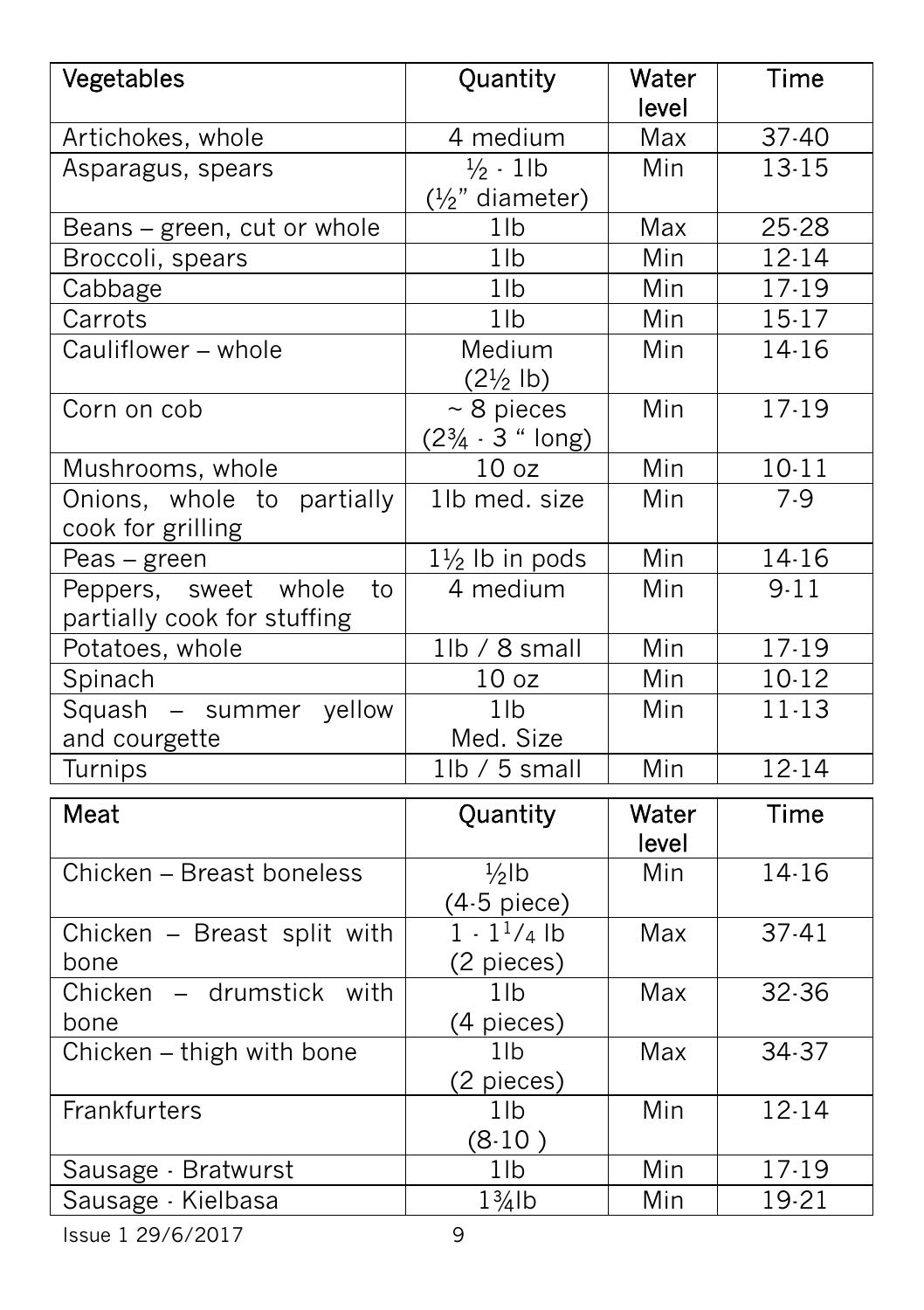| Vegetables | Quantity | Water level | Time |
|---|---|---|---|
| Artichokes, whole | 4 medium | Max | 37-40 |
| Asparagus, spears | ½ - 1lb (½" diameter) | Min | 13-15 |
| Beans – green, cut or whole | 1lb | Max | 25-28 |
| Broccoli, spears | 1lb | Min | 12-14 |
| Cabbage | 1lb | Min | 17-19 |
| Carrots | 1lb | Min | 15-17 |
| Cauliflower – whole | Medium (2½ lb) | Min | 14-16 |
| Corn on cob | ~ 8 pieces (2¾ - 3 " long) | Min | 17-19 |
| Mushrooms, whole | 10 oz | Min | 10-11 |
| Onions, whole to partially cook for grilling | 1lb med. size | Min | 7-9 |
| Peas – green | 1½ lb in pods | Min | 14-16 |
| Peppers, sweet whole to partially cook for stuffing | 4 medium | Min | 9-11 |
| Potatoes, whole | 1lb / 8 small | Min | 17-19 |
| Spinach | 10 oz | Min | 10-12 |
| Squash – summer yellow and courgette | 1lb Med. Size | Min | 11-13 |
| Turnips | 1lb / 5 small | Min | 12-14 |

| Meat | Quantity | Water level | Time |
|---|---|---|---|
| Chicken – Breast boneless | ½lb (4-5 piece) | Min | 14-16 |
| Chicken – Breast split with bone | 1 - 1¼ lb (2 pieces) | Max | 37-41 |
| Chicken – drumstick with bone | 1lb (4 pieces) | Max | 32-36 |
| Chicken – thigh with bone | 1lb (2 pieces) | Max | 34-37 |
| Frankfurters | 1lb (8-10 ) | Min | 12-14 |
| Sausage - Bratwurst | 1lb | Min | 17-19 |
| Sausage - Kielbasa | 1¾lb | Min | 19-21 |

Issue 1 29/6/2017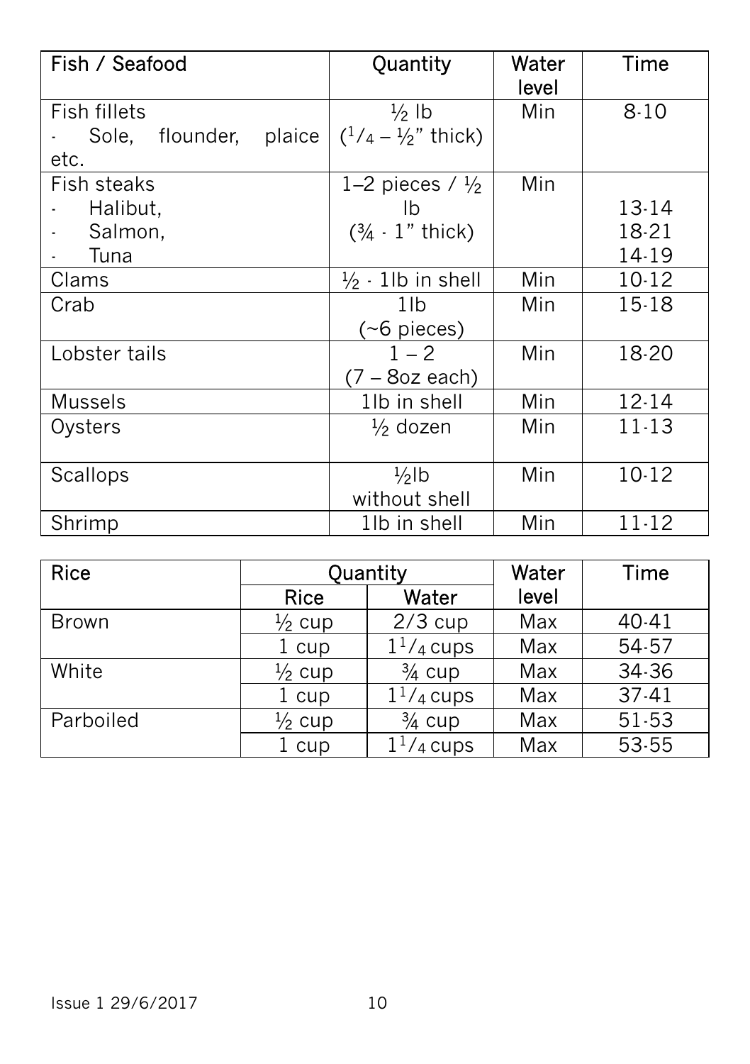| Fish / Seafood | Quantity | Water level | Time |
|---|---|---|---|
| Fish fillets<br>- Sole, flounder, plaice etc. | ½ lb<br>($^1/_4$ – ½" thick) | Min | 8-10 |
| Fish steaks<br>- Halibut,<br>- Salmon,<br>- Tuna | 1–2 pieces / ½ lb<br>(¾ - 1" thick) | Min | <br>13-14<br>18-21<br>14-19 |
| Clams | ½ - 1lb in shell | Min | 10-12 |
| Crab | 1lb<br>(~6 pieces) | Min | 15-18 |
| Lobster tails | 1 – 2<br>(7 – 8oz each) | Min | 18-20 |
| Mussels | 1lb in shell | Min | 12-14 |
| Oysters | ½ dozen | Min | 11-13 |
| Scallops | ½lb<br>without shell | Min | 10-12 |
| Shrimp | 1lb in shell | Min | 11-12 |

| Rice | Quantity | | Water level | Time |
|---|---|---|---|---|
| | Rice | Water | | |
| Brown | ½ cup | 2/3 cup | Max | 40-41 |
| | 1 cup | $1^1/_4$ cups | Max | 54-57 |
| White | ½ cup | ¾ cup | Max | 34-36 |
| | 1 cup | $1^1/_4$ cups | Max | 37-41 |
| Parboiled | ½ cup | ¾ cup | Max | 51-53 |
| | 1 cup | $1^1/_4$ cups | Max | 53-55 |

Issue 1 29/6/2017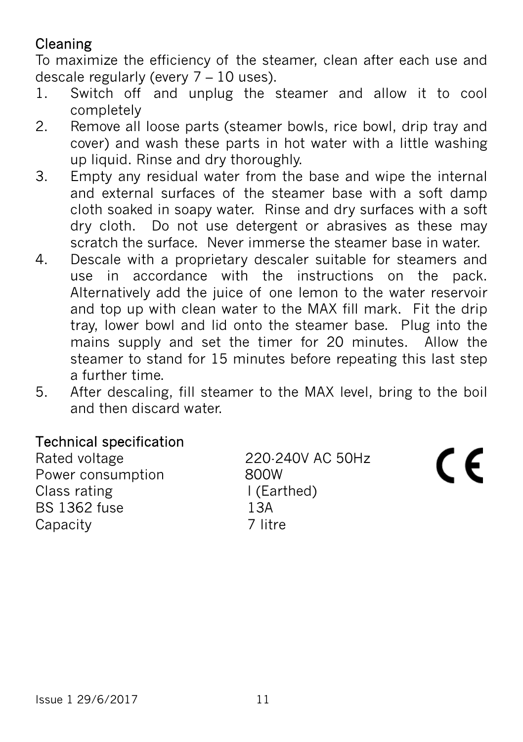## Cleaning

To maximize the efficiency of the steamer, clean after each use and descale regularly (every 7 – 10 uses).

1. Switch off and unplug the steamer and allow it to cool completely
2. Remove all loose parts (steamer bowls, rice bowl, drip tray and cover) and wash these parts in hot water with a little washing up liquid. Rinse and dry thoroughly.
3. Empty any residual water from the base and wipe the internal and external surfaces of the steamer base with a soft damp cloth soaked in soapy water. Rinse and dry surfaces with a soft dry cloth. Do not use detergent or abrasives as these may scratch the surface. Never immerse the steamer base in water.
4. Descale with a proprietary descaler suitable for steamers and use in accordance with the instructions on the pack. Alternatively add the juice of one lemon to the water reservoir and top up with clean water to the MAX fill mark. Fit the drip tray, lower bowl and lid onto the steamer base. Plug into the mains supply and set the timer for 20 minutes. Allow the steamer to stand for 15 minutes before repeating this last step a further time.
5. After descaling, fill steamer to the MAX level, bring to the boil and then discard water.

## Technical specification

| | |
|---|---|
| Rated voltage | 220-240V AC 50Hz |
| Power consumption | 800W |
| Class rating | I (Earthed) |
| BS 1362 fuse | 13A |
| Capacity | 7 litre |

CE

Issue 1 29/6/2017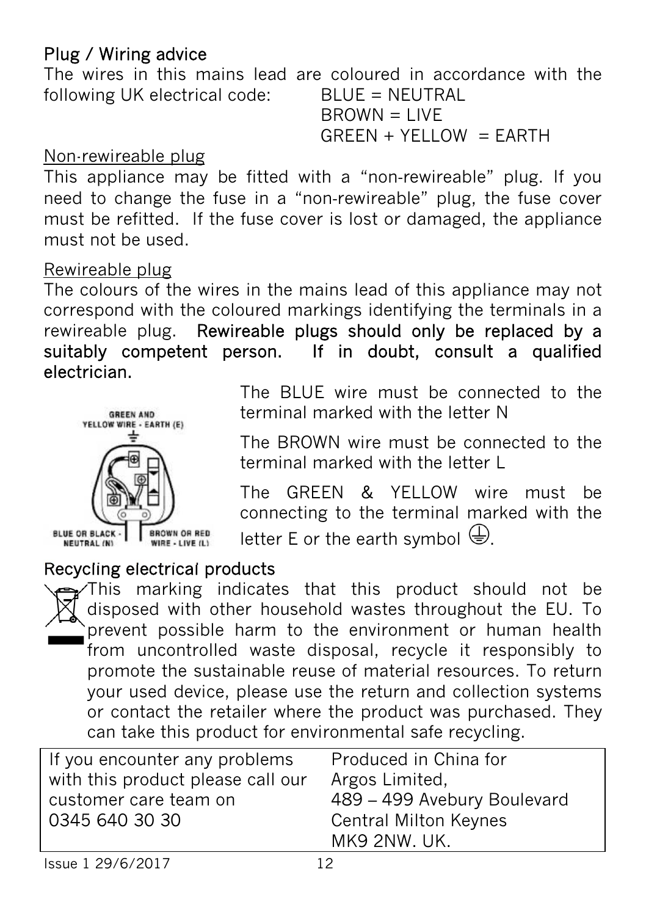## Plug / Wiring advice

The wires in this mains lead are coloured in accordance with the following UK electrical code:

BLUE = NEUTRAL
BROWN = LIVE
GREEN + YELLOW = EARTH

### Non-rewireable plug

This appliance may be fitted with a "non-rewireable" plug. If you need to change the fuse in a "non-rewireable" plug, the fuse cover must be refitted. If the fuse cover is lost or damaged, the appliance must not be used.

### Rewireable plug

The colours of the wires in the mains lead of this appliance may not correspond with the coloured markings identifying the terminals in a rewireable plug. **Rewireable plugs should only be replaced by a suitably competent person. If in doubt, consult a qualified electrician.**

GREEN AND YELLOW WIRE - EARTH (E)

BLUE OR BLACK - NEUTRAL (N)

BROWN OR RED WIRE - LIVE (L)

The BLUE wire must be connected to the terminal marked with the letter N

The BROWN wire must be connected to the terminal marked with the letter L

The GREEN & YELLOW wire must be connecting to the terminal marked with the letter E or the earth symbol ⏚.

## Recycling electrical products

This marking indicates that this product should not be disposed with other household wastes throughout the EU. To prevent possible harm to the environment or human health from uncontrolled waste disposal, recycle it responsibly to promote the sustainable reuse of material resources. To return your used device, please use the return and collection systems or contact the retailer where the product was purchased. They can take this product for environmental safe recycling.

| If you encounter any problems with this product please call our customer care team on 0345 640 30 30 | Produced in China for Argos Limited, 489 – 499 Avebury Boulevard Central Milton Keynes MK9 2NW. UK. |
|---|---|

Issue 1 29/6/2017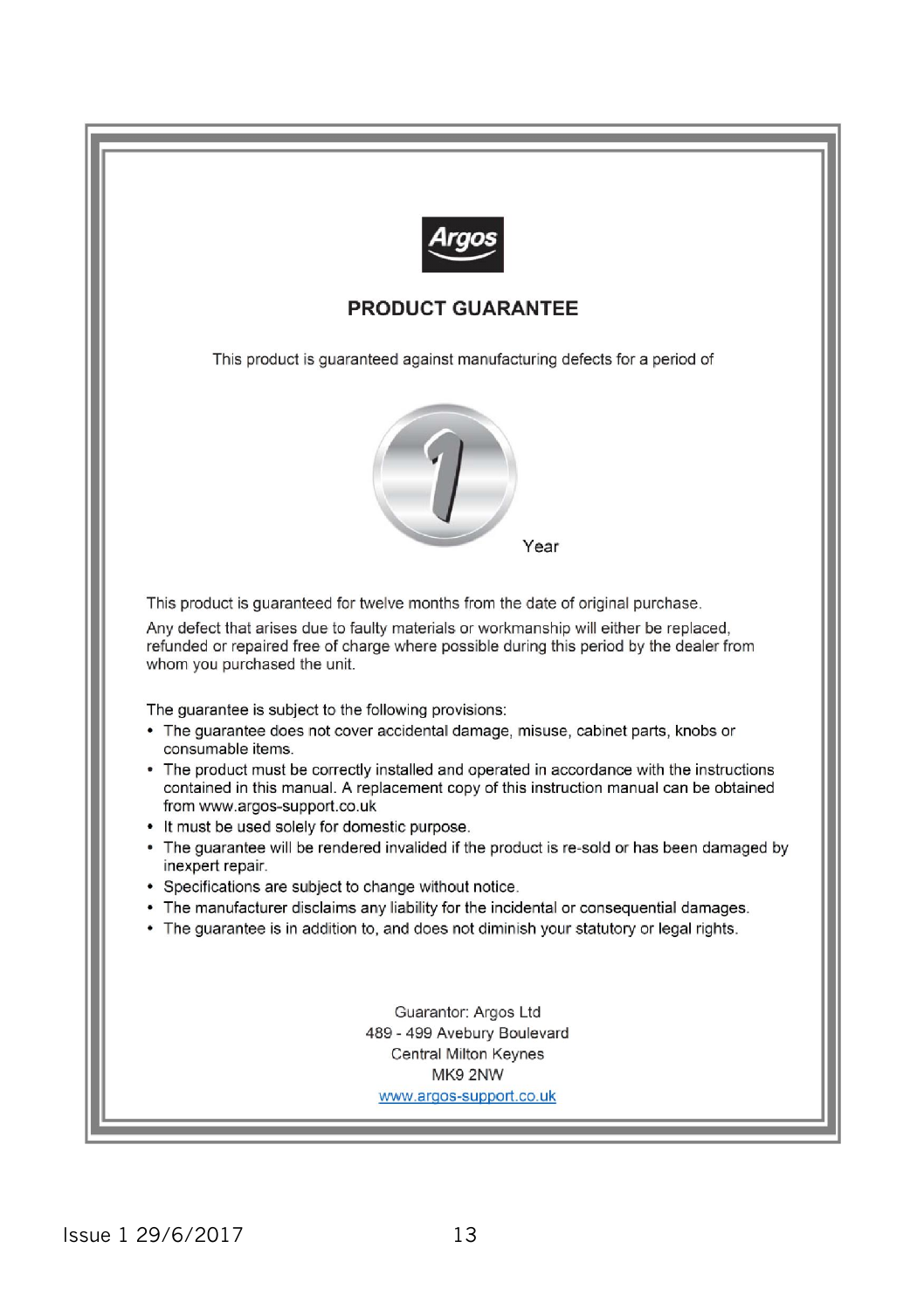Argos

## PRODUCT GUARANTEE

This product is guaranteed against manufacturing defects for a period of

1 Year

This product is guaranteed for twelve months from the date of original purchase.

Any defect that arises due to faulty materials or workmanship will either be replaced, refunded or repaired free of charge where possible during this period by the dealer from whom you purchased the unit.

The guarantee is subject to the following provisions:

- The guarantee does not cover accidental damage, misuse, cabinet parts, knobs or consumable items.
- The product must be correctly installed and operated in accordance with the instructions contained in this manual. A replacement copy of this instruction manual can be obtained from www.argos-support.co.uk
- It must be used solely for domestic purpose.
- The guarantee will be rendered invalided if the product is re-sold or has been damaged by inexpert repair.
- Specifications are subject to change without notice.
- The manufacturer disclaims any liability for the incidental or consequential damages.
- The guarantee is in addition to, and does not diminish your statutory or legal rights.

Guarantor: Argos Ltd
489 - 499 Avebury Boulevard
Central Milton Keynes
MK9 2NW
www.argos-support.co.uk

Issue 1 29/6/2017